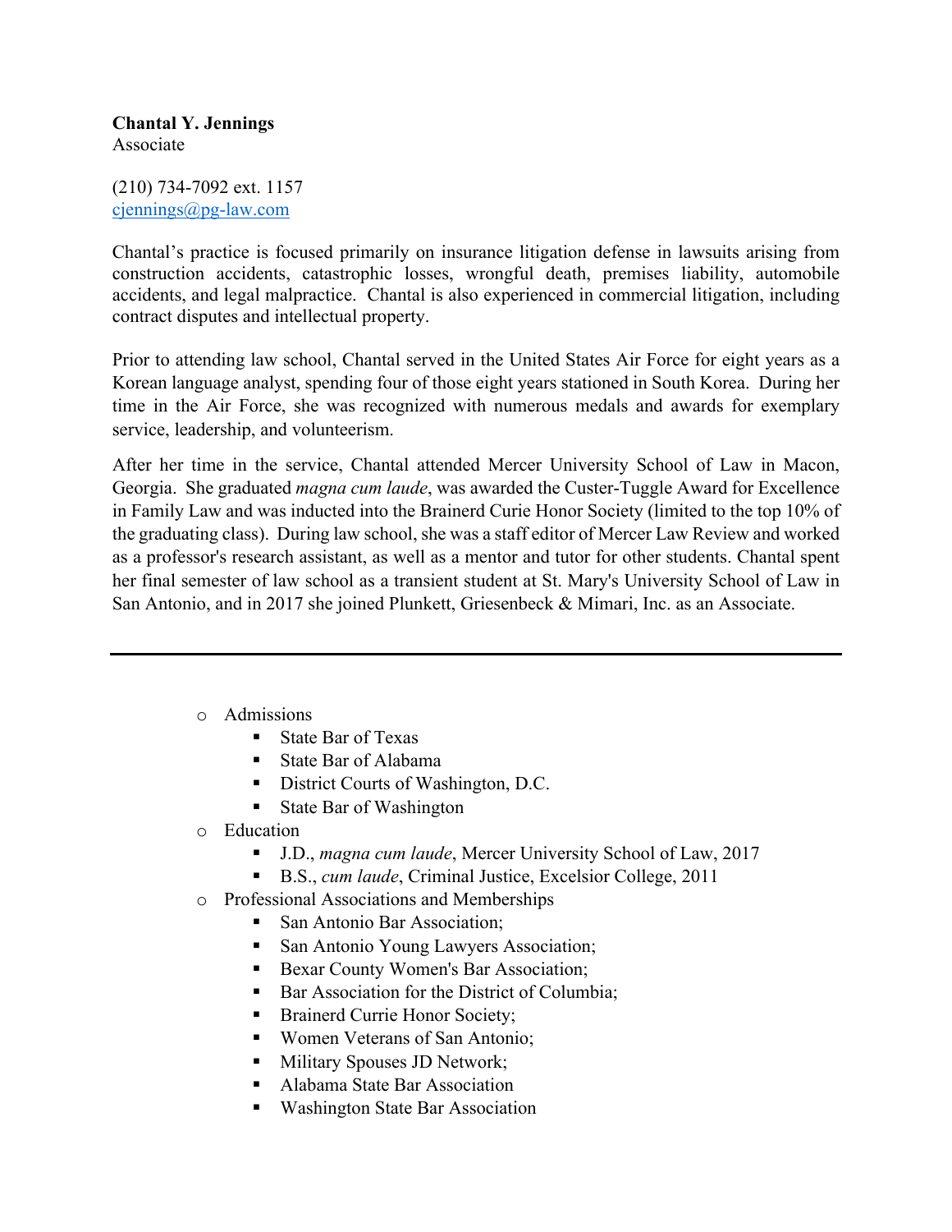**Chantal Y. Jennings**
Associate

(210) 734-7092 ext. 1157
cjennings@pg-law.com

Chantal's practice is focused primarily on insurance litigation defense in lawsuits arising from construction accidents, catastrophic losses, wrongful death, premises liability, automobile accidents, and legal malpractice. Chantal is also experienced in commercial litigation, including contract disputes and intellectual property.

Prior to attending law school, Chantal served in the United States Air Force for eight years as a Korean language analyst, spending four of those eight years stationed in South Korea. During her time in the Air Force, she was recognized with numerous medals and awards for exemplary service, leadership, and volunteerism.

After her time in the service, Chantal attended Mercer University School of Law in Macon, Georgia. She graduated *magna cum laude*, was awarded the Custer-Tuggle Award for Excellence in Family Law and was inducted into the Brainerd Curie Honor Society (limited to the top 10% of the graduating class). During law school, she was a staff editor of Mercer Law Review and worked as a professor's research assistant, as well as a mentor and tutor for other students. Chantal spent her final semester of law school as a transient student at St. Mary's University School of Law in San Antonio, and in 2017 she joined Plunkett, Griesenbeck & Mimari, Inc. as an Associate.

---

- Admissions
  - State Bar of Texas
  - State Bar of Alabama
  - District Courts of Washington, D.C.
  - State Bar of Washington
- Education
  - J.D., *magna cum laude*, Mercer University School of Law, 2017
  - B.S., *cum laude*, Criminal Justice, Excelsior College, 2011
- Professional Associations and Memberships
  - San Antonio Bar Association;
  - San Antonio Young Lawyers Association;
  - Bexar County Women's Bar Association;
  - Bar Association for the District of Columbia;
  - Brainerd Currie Honor Society;
  - Women Veterans of San Antonio;
  - Military Spouses JD Network;
  - Alabama State Bar Association
  - Washington State Bar Association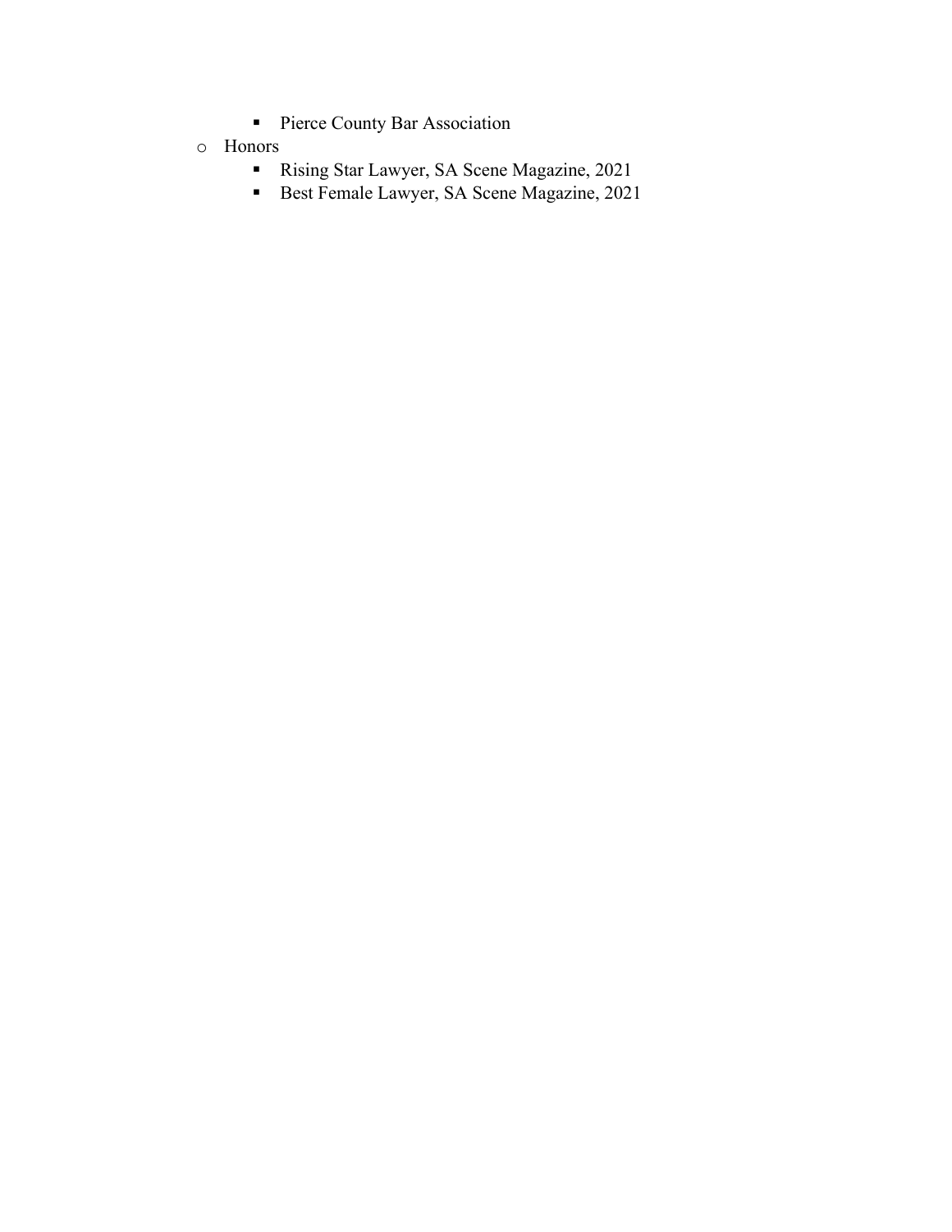- Pierce County Bar Association
- Honors
    - Rising Star Lawyer, SA Scene Magazine, 2021
    - Best Female Lawyer, SA Scene Magazine, 2021